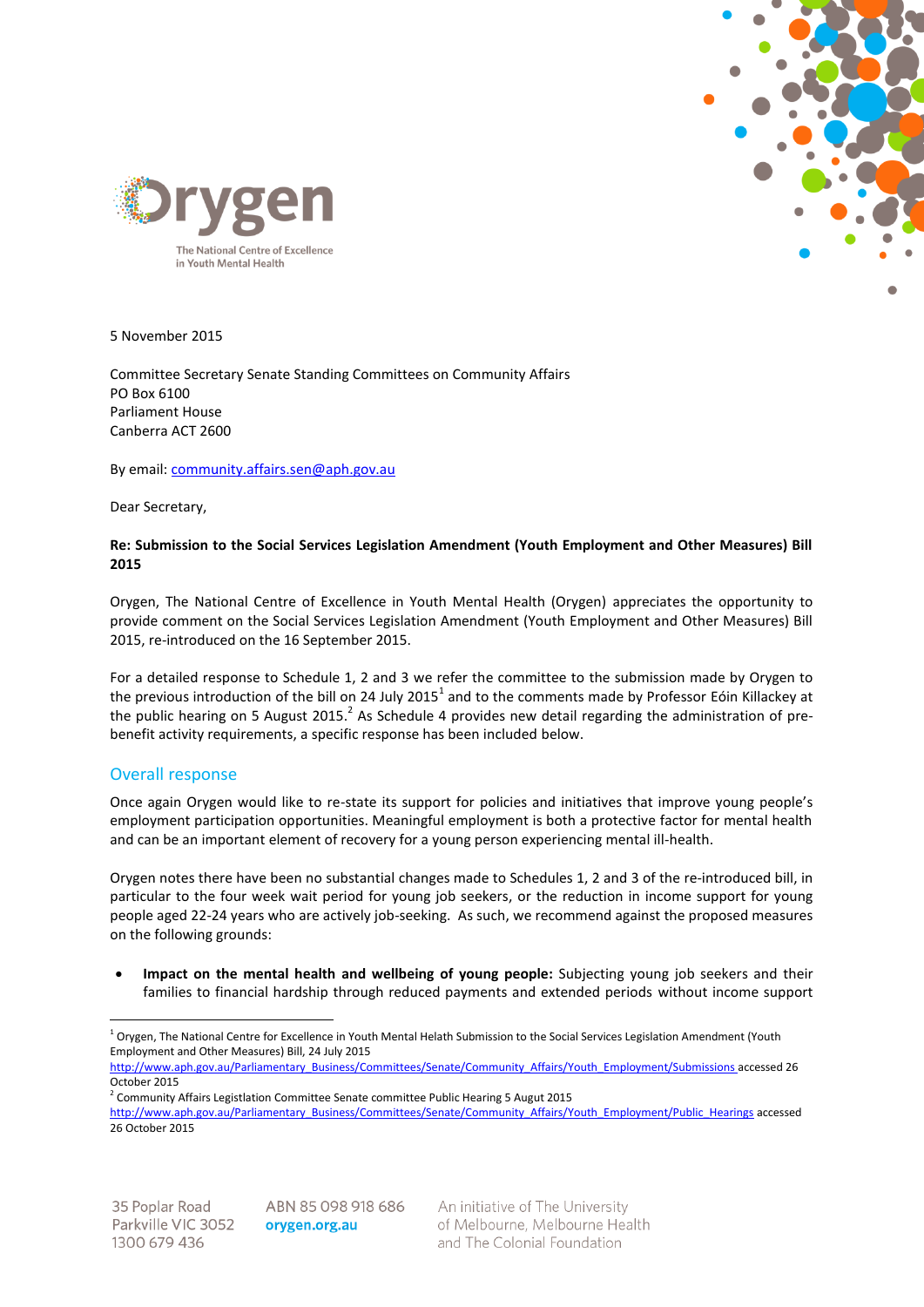Orygen

The National Centre of Excellence in Youth Mental Health

5 November 2015

Committee Secretary Senate Standing Committees on Community Affairs
PO Box 6100
Parliament House
Canberra ACT 2600

By email: community.affairs.sen@aph.gov.au

Dear Secretary,

**Re: Submission to the Social Services Legislation Amendment (Youth Employment and Other Measures) Bill 2015**

Orygen, The National Centre of Excellence in Youth Mental Health (Orygen) appreciates the opportunity to provide comment on the Social Services Legislation Amendment (Youth Employment and Other Measures) Bill 2015, re-introduced on the 16 September 2015.

For a detailed response to Schedule 1, 2 and 3 we refer the committee to the submission made by Orygen to the previous introduction of the bill on 24 July 2015[1] and to the comments made by Professor Eóin Killackey at the public hearing on 5 August 2015.[2] As Schedule 4 provides new detail regarding the administration of pre-benefit activity requirements, a specific response has been included below.

## Overall response

Once again Orygen would like to re-state its support for policies and initiatives that improve young people's employment participation opportunities. Meaningful employment is both a protective factor for mental health and can be an important element of recovery for a young person experiencing mental ill-health.

Orygen notes there have been no substantial changes made to Schedules 1, 2 and 3 of the re-introduced bill, in particular to the four week wait period for young job seekers, or the reduction in income support for young people aged 22-24 years who are actively job-seeking. As such, we recommend against the proposed measures on the following grounds:

- **Impact on the mental health and wellbeing of young people:** Subjecting young job seekers and their families to financial hardship through reduced payments and extended periods without income support

---

[1] Orygen, The National Centre for Excellence in Youth Mental Helath Submission to the Social Services Legislation Amendment (Youth Employment and Other Measures) Bill, 24 July 2015 http://www.aph.gov.au/Parliamentary_Business/Committees/Senate/Community_Affairs/Youth_Employment/Submissions accessed 26 October 2015

[2] Community Affairs Legistlation Committee Senate committee Public Hearing 5 August 2015 http://www.aph.gov.au/Parliamentary_Business/Committees/Senate/Community_Affairs/Youth_Employment/Public_Hearings accessed 26 October 2015

35 Poplar Road
Parkville VIC 3052
1300 679 436

ABN 85 098 918 686
orygen.org.au

An initiative of The University of Melbourne, Melbourne Health and The Colonial Foundation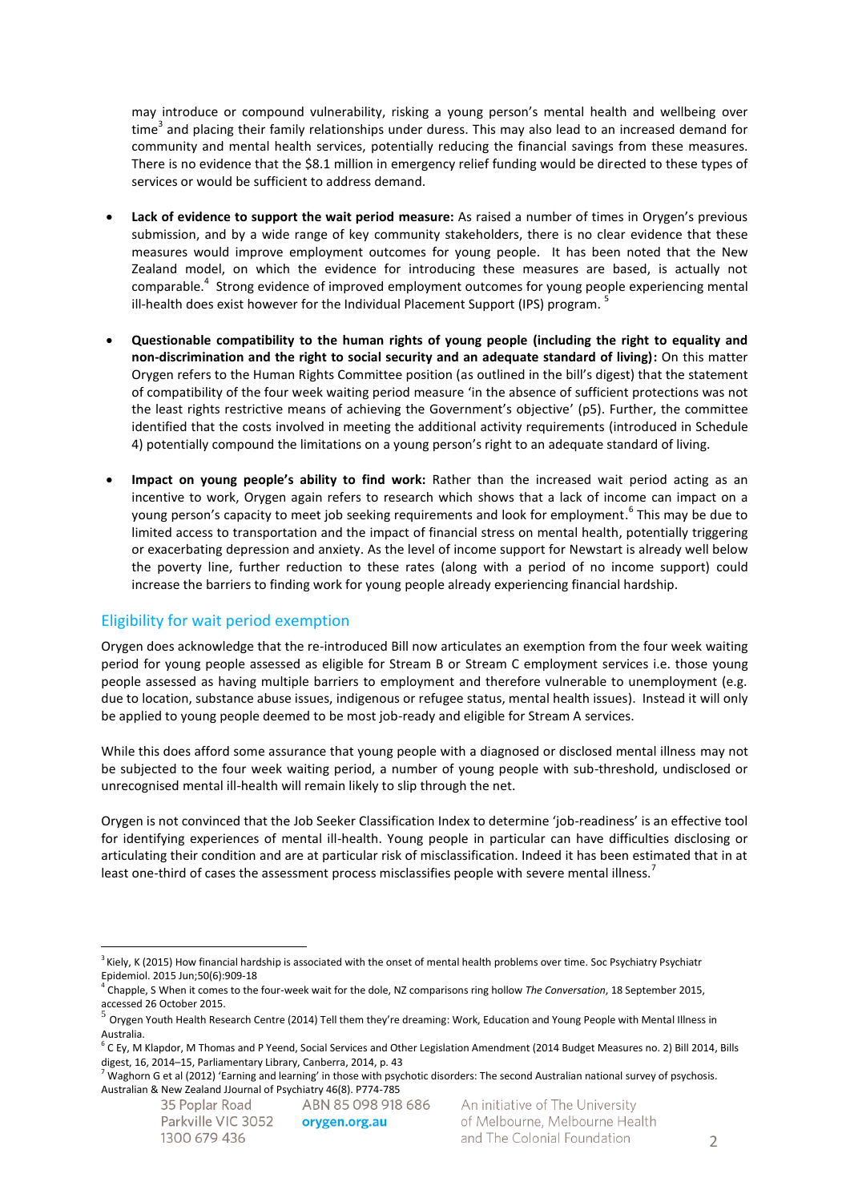may introduce or compound vulnerability, risking a young person's mental health and wellbeing over time[3] and placing their family relationships under duress. This may also lead to an increased demand for community and mental health services, potentially reducing the financial savings from these measures. There is no evidence that the $8.1 million in emergency relief funding would be directed to these types of services or would be sufficient to address demand.

- **Lack of evidence to support the wait period measure:** As raised a number of times in Orygen's previous submission, and by a wide range of key community stakeholders, there is no clear evidence that these measures would improve employment outcomes for young people. It has been noted that the New Zealand model, on which the evidence for introducing these measures are based, is actually not comparable.[4] Strong evidence of improved employment outcomes for young people experiencing mental ill-health does exist however for the Individual Placement Support (IPS) program.[5]

- **Questionable compatibility to the human rights of young people (including the right to equality and non-discrimination and the right to social security and an adequate standard of living):** On this matter Orygen refers to the Human Rights Committee position (as outlined in the bill's digest) that the statement of compatibility of the four week waiting period measure 'in the absence of sufficient protections was not the least rights restrictive means of achieving the Government's objective' (p5). Further, the committee identified that the costs involved in meeting the additional activity requirements (introduced in Schedule 4) potentially compound the limitations on a young person's right to an adequate standard of living.

- **Impact on young people's ability to find work:** Rather than the increased wait period acting as an incentive to work, Orygen again refers to research which shows that a lack of income can impact on a young person's capacity to meet job seeking requirements and look for employment.[6] This may be due to limited access to transportation and the impact of financial stress on mental health, potentially triggering or exacerbating depression and anxiety. As the level of income support for Newstart is already well below the poverty line, further reduction to these rates (along with a period of no income support) could increase the barriers to finding work for young people already experiencing financial hardship.

## Eligibility for wait period exemption

Orygen does acknowledge that the re-introduced Bill now articulates an exemption from the four week waiting period for young people assessed as eligible for Stream B or Stream C employment services i.e. those young people assessed as having multiple barriers to employment and therefore vulnerable to unemployment (e.g. due to location, substance abuse issues, indigenous or refugee status, mental health issues). Instead it will only be applied to young people deemed to be most job-ready and eligible for Stream A services.

While this does afford some assurance that young people with a diagnosed or disclosed mental illness may not be subjected to the four week waiting period, a number of young people with sub-threshold, undisclosed or unrecognised mental ill-health will remain likely to slip through the net.

Orygen is not convinced that the Job Seeker Classification Index to determine 'job-readiness' is an effective tool for identifying experiences of mental ill-health. Young people in particular can have difficulties disclosing or articulating their condition and are at particular risk of misclassification. Indeed it has been estimated that in at least one-third of cases the assessment process misclassifies people with severe mental illness.[7]

---

[3] Kiely, K (2015) How financial hardship is associated with the onset of mental health problems over time. Soc Psychiatry Psychiatr Epidemiol. 2015 Jun;50(6):909-18

[4] Chapple, S When it comes to the four-week wait for the dole, NZ comparisons ring hollow *The Conversation*, 18 September 2015, accessed 26 October 2015.

[5] Orygen Youth Health Research Centre (2014) Tell them they're dreaming: Work, Education and Young People with Mental Illness in Australia.

[6] C Ey, M Klapdor, M Thomas and P Yeend, Social Services and Other Legislation Amendment (2014 Budget Measures no. 2) Bill 2014, Bills digest, 16, 2014–15, Parliamentary Library, Canberra, 2014, p. 43

[7] Waghorn G et al (2012) 'Earning and learning' in those with psychotic disorders: The second Australian national survey of psychosis. Australian & New Zealand JJournal of Psychiatry 46(8). P774-785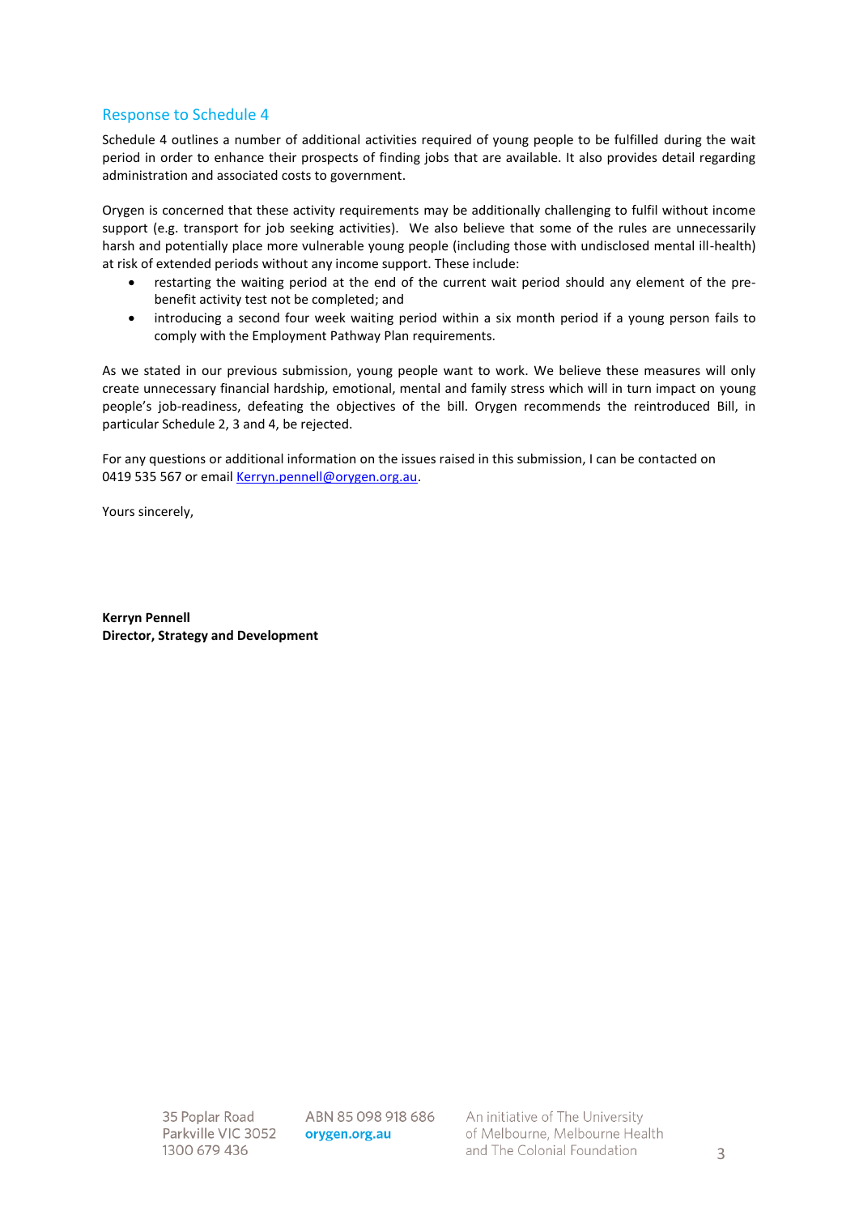## Response to Schedule 4

Schedule 4 outlines a number of additional activities required of young people to be fulfilled during the wait period in order to enhance their prospects of finding jobs that are available. It also provides detail regarding administration and associated costs to government.

Orygen is concerned that these activity requirements may be additionally challenging to fulfil without income support (e.g. transport for job seeking activities). We also believe that some of the rules are unnecessarily harsh and potentially place more vulnerable young people (including those with undisclosed mental ill-health) at risk of extended periods without any income support. These include:

- restarting the waiting period at the end of the current wait period should any element of the pre-benefit activity test not be completed; and
- introducing a second four week waiting period within a six month period if a young person fails to comply with the Employment Pathway Plan requirements.

As we stated in our previous submission, young people want to work. We believe these measures will only create unnecessary financial hardship, emotional, mental and family stress which will in turn impact on young people's job-readiness, defeating the objectives of the bill. Orygen recommends the reintroduced Bill, in particular Schedule 2, 3 and 4, be rejected.

For any questions or additional information on the issues raised in this submission, I can be contacted on 0419 535 567 or email Kerryn.pennell@orygen.org.au.

Yours sincerely,

**Kerryn Pennell**
**Director, Strategy and Development**

35 Poplar Road
Parkville VIC 3052
1300 679 436

ABN 85 098 918 686
**orygen.org.au**

An initiative of The University of Melbourne, Melbourne Health and The Colonial Foundation